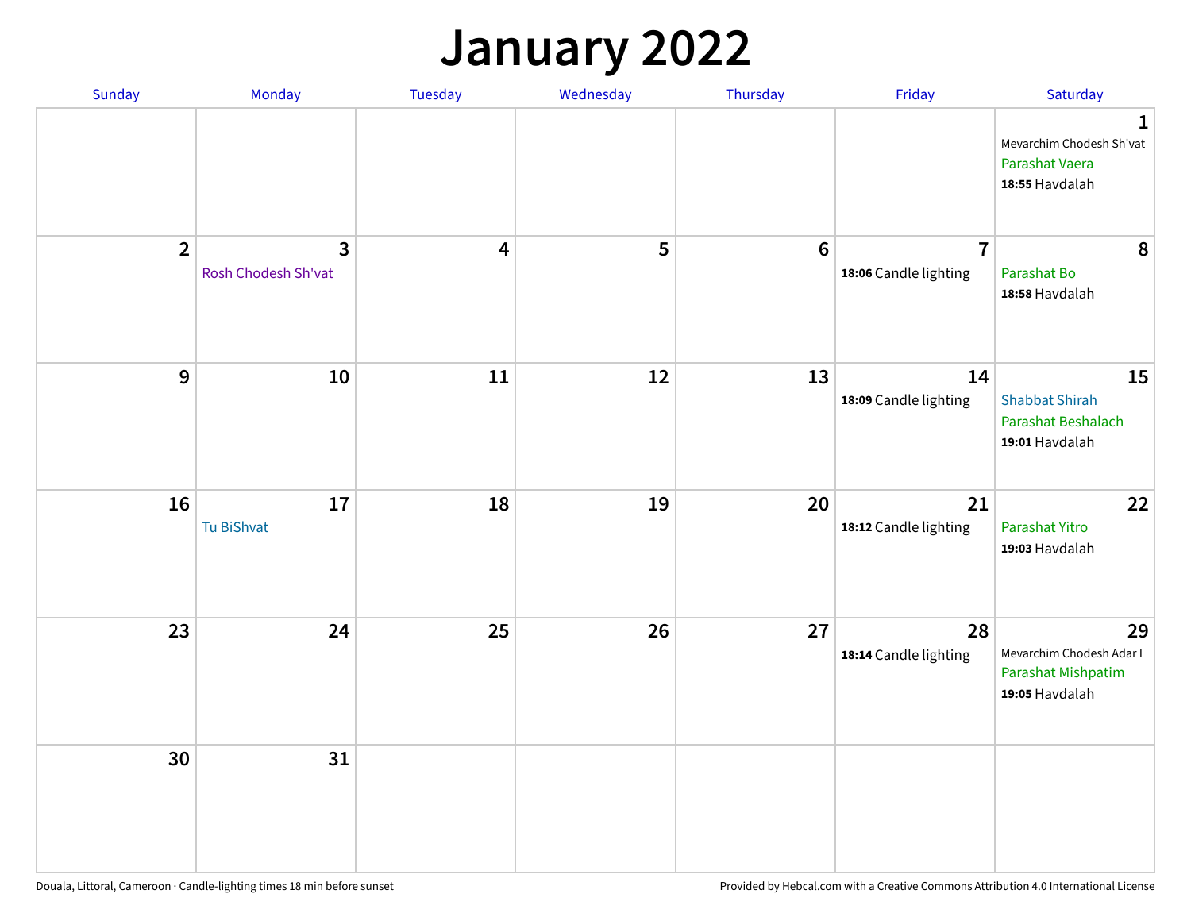# January 2022

| Sunday | Monday | Tuesday | Wednesday | Thursday | Friday | Saturday |
|---|---|---|---|---|---|---|
| | | | | | | **1**<br>Mevarchim Chodesh Sh'vat<br>Parashat Vaera<br>**18:55** Havdalah |
| **2** | **3**<br>Rosh Chodesh Sh'vat | **4** | **5** | **6** | **7**<br>**18:06** Candle lighting | **8**<br>Parashat Bo<br>**18:58** Havdalah |
| **9** | **10** | **11** | **12** | **13** | **14**<br>**18:09** Candle lighting | **15**<br>Shabbat Shirah<br>Parashat Beshalach<br>**19:01** Havdalah |
| **16** | **17**<br>Tu BiShvat | **18** | **19** | **20** | **21**<br>**18:12** Candle lighting | **22**<br>Parashat Yitro<br>**19:03** Havdalah |
| **23** | **24** | **25** | **26** | **27** | **28**<br>**18:14** Candle lighting | **29**<br>Mevarchim Chodesh Adar I<br>Parashat Mishpatim<br>**19:05** Havdalah |
| **30** | **31** | | | | | |

Douala, Littoral, Cameroon · Candle-lighting times 18 min before sunset

Provided by Hebcal.com with a Creative Commons Attribution 4.0 International License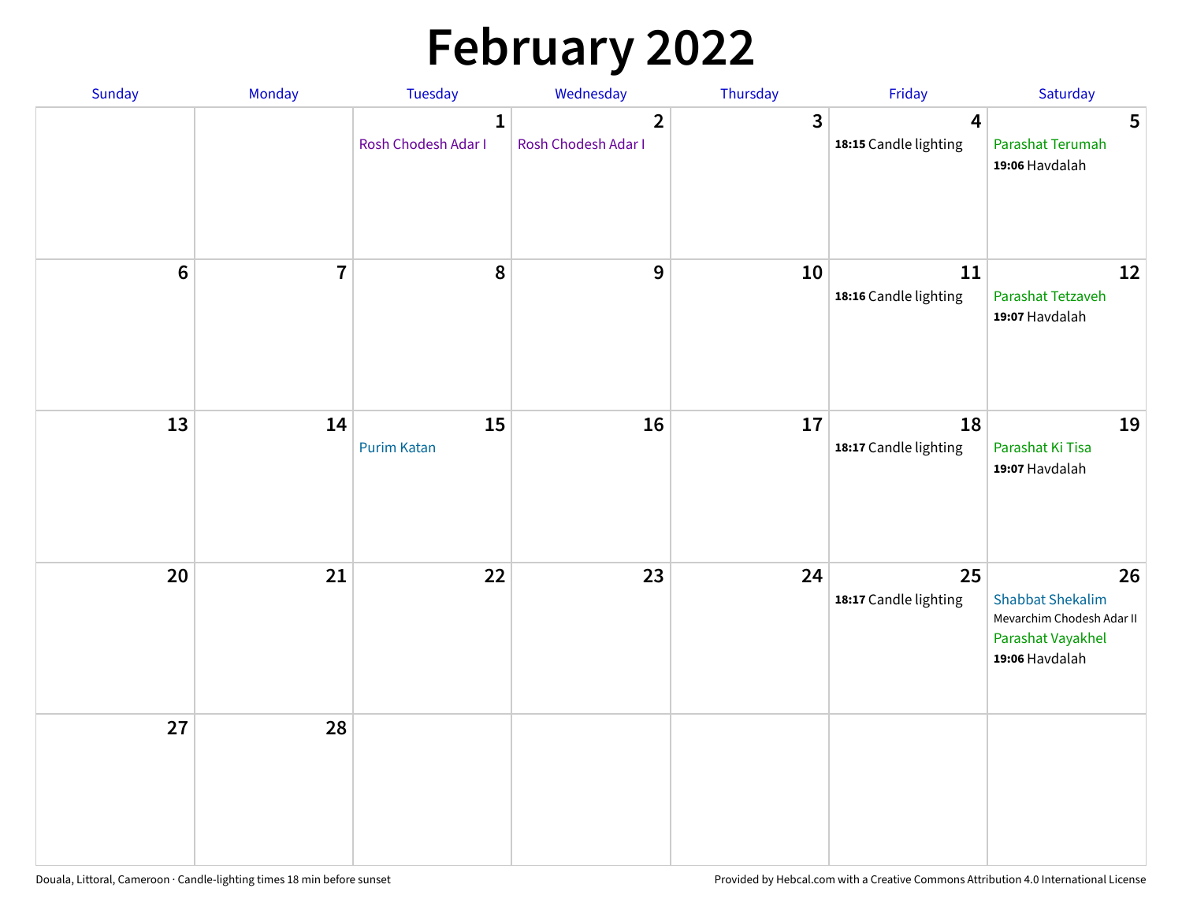# February 2022

| Sunday | Monday | Tuesday | Wednesday | Thursday | Friday | Saturday |
|---|---|---|---|---|---|---|
| | | **1** Rosh Chodesh Adar I | **2** Rosh Chodesh Adar I | **3** | **4** **18:15** Candle lighting | **5** Parashat Terumah **19:06** Havdalah |
| **6** | **7** | **8** | **9** | **10** | **11** **18:16** Candle lighting | **12** Parashat Tetzaveh **19:07** Havdalah |
| **13** | **14** | **15** Purim Katan | **16** | **17** | **18** **18:17** Candle lighting | **19** Parashat Ki Tisa **19:07** Havdalah |
| **20** | **21** | **22** | **23** | **24** | **25** **18:17** Candle lighting | **26** Shabbat Shekalim Mevarchim Chodesh Adar II Parashat Vayakhel **19:06** Havdalah |
| **27** | **28** | | | | | |

Douala, Littoral, Cameroon · Candle-lighting times 18 min before sunset

Provided by Hebcal.com with a Creative Commons Attribution 4.0 International License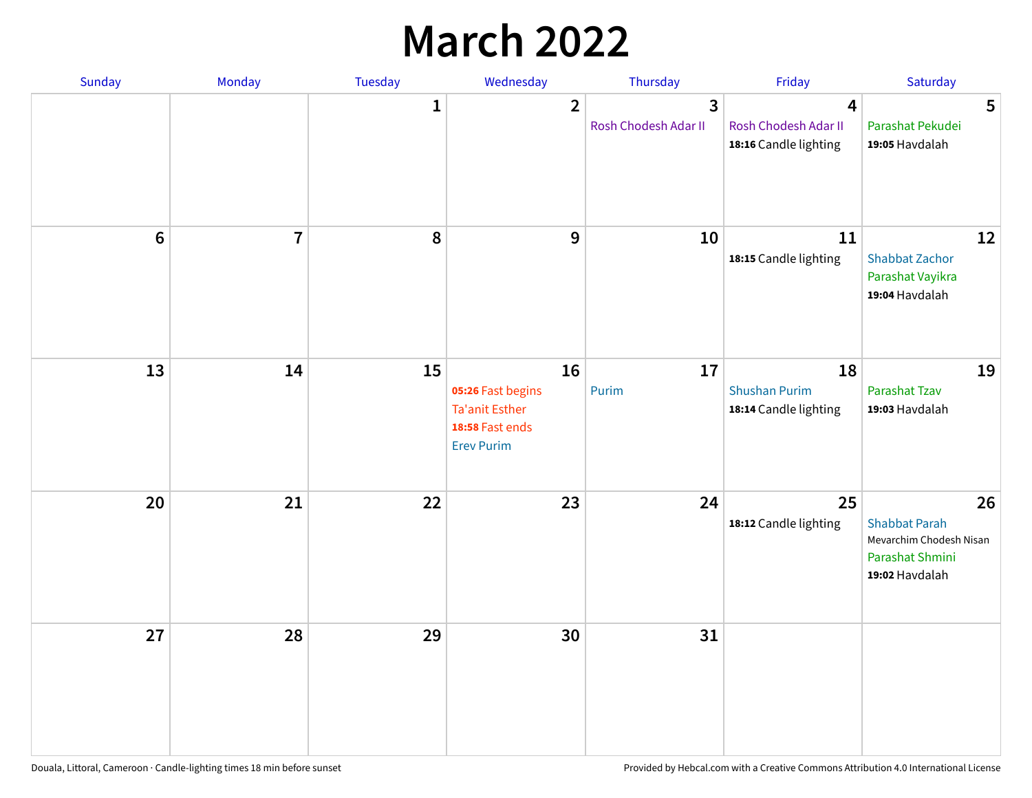# March 2022

| Sunday | Monday | Tuesday | Wednesday | Thursday | Friday | Saturday |
|---|---|---|---|---|---|---|
| | | 1 | 2 | 3<br>Rosh Chodesh Adar II | 4<br>Rosh Chodesh Adar II<br>**18:16** Candle lighting | 5<br>Parashat Pekudei<br>**19:05** Havdalah |
| 6 | 7 | 8 | 9 | 10 | 11<br>**18:15** Candle lighting | 12<br>Shabbat Zachor<br>Parashat Vayikra<br>**19:04** Havdalah |
| 13 | 14 | 15 | 16<br>**05:26** Fast begins<br>Ta'anit Esther<br>**18:58** Fast ends<br>Erev Purim | 17<br>Purim | 18<br>Shushan Purim<br>**18:14** Candle lighting | 19<br>Parashat Tzav<br>**19:03** Havdalah |
| 20 | 21 | 22 | 23 | 24 | 25<br>**18:12** Candle lighting | 26<br>Shabbat Parah<br>Mevarchim Chodesh Nisan<br>Parashat Shmini<br>**19:02** Havdalah |
| 27 | 28 | 29 | 30 | 31 | | |

Douala, Littoral, Cameroon · Candle-lighting times 18 min before sunset

Provided by Hebcal.com with a Creative Commons Attribution 4.0 International License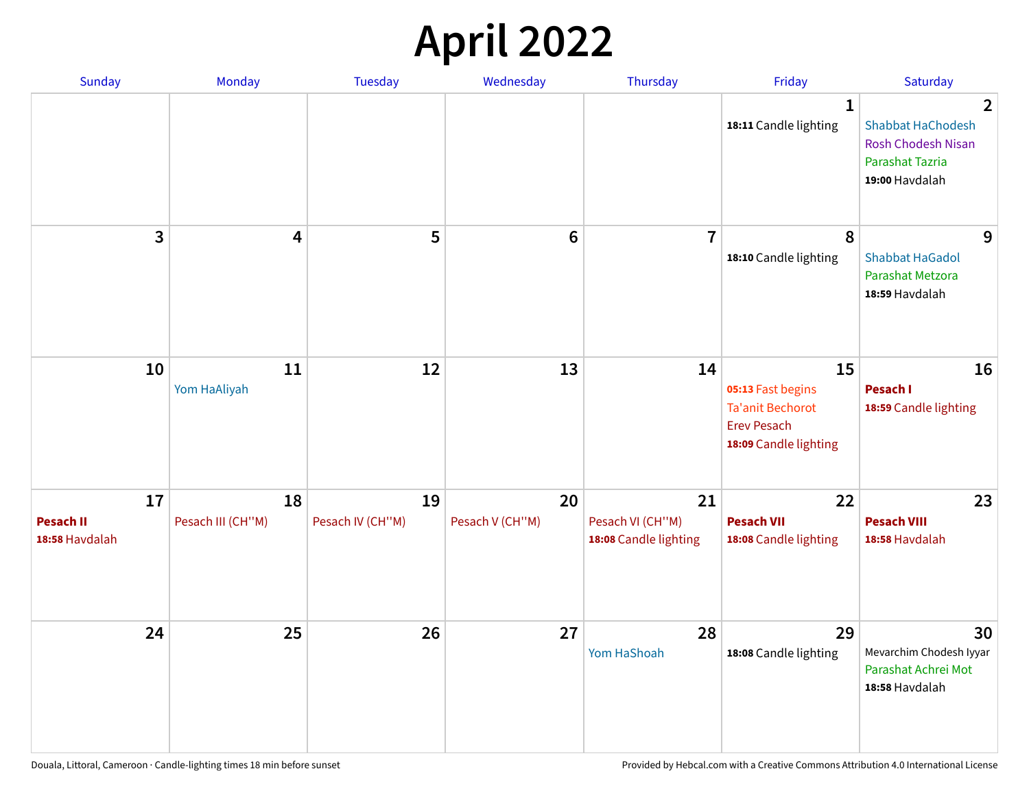# April 2022

| Sunday | Monday | Tuesday | Wednesday | Thursday | Friday | Saturday |
|---|---|---|---|---|---|---|
| | | | | | **1**<br>**18:11** Candle lighting | **2**<br>Shabbat HaChodesh<br>Rosh Chodesh Nisan<br>Parashat Tazria<br>**19:00** Havdalah |
| **3** | **4** | **5** | **6** | **7** | **8**<br>**18:10** Candle lighting | **9**<br>Shabbat HaGadol<br>Parashat Metzora<br>**18:59** Havdalah |
| **10** | **11**<br>Yom HaAliyah | **12** | **13** | **14** | **15**<br>**05:13** Fast begins<br>Ta'anit Bechorot<br>Erev Pesach<br>**18:09** Candle lighting | **16**<br>**Pesach I**<br>**18:59** Candle lighting |
| **17**<br>**Pesach II**<br>**18:58** Havdalah | **18**<br>Pesach III (CH''M) | **19**<br>Pesach IV (CH''M) | **20**<br>Pesach V (CH''M) | **21**<br>Pesach VI (CH''M)<br>**18:08** Candle lighting | **22**<br>**Pesach VII**<br>**18:08** Candle lighting | **23**<br>**Pesach VIII**<br>**18:58** Havdalah |
| **24** | **25** | **26** | **27** | **28**<br>Yom HaShoah | **29**<br>**18:08** Candle lighting | **30**<br>Mevarchim Chodesh Iyyar<br>Parashat Achrei Mot<br>**18:58** Havdalah |

Douala, Littoral, Cameroon · Candle-lighting times 18 min before sunset

Provided by Hebcal.com with a Creative Commons Attribution 4.0 International License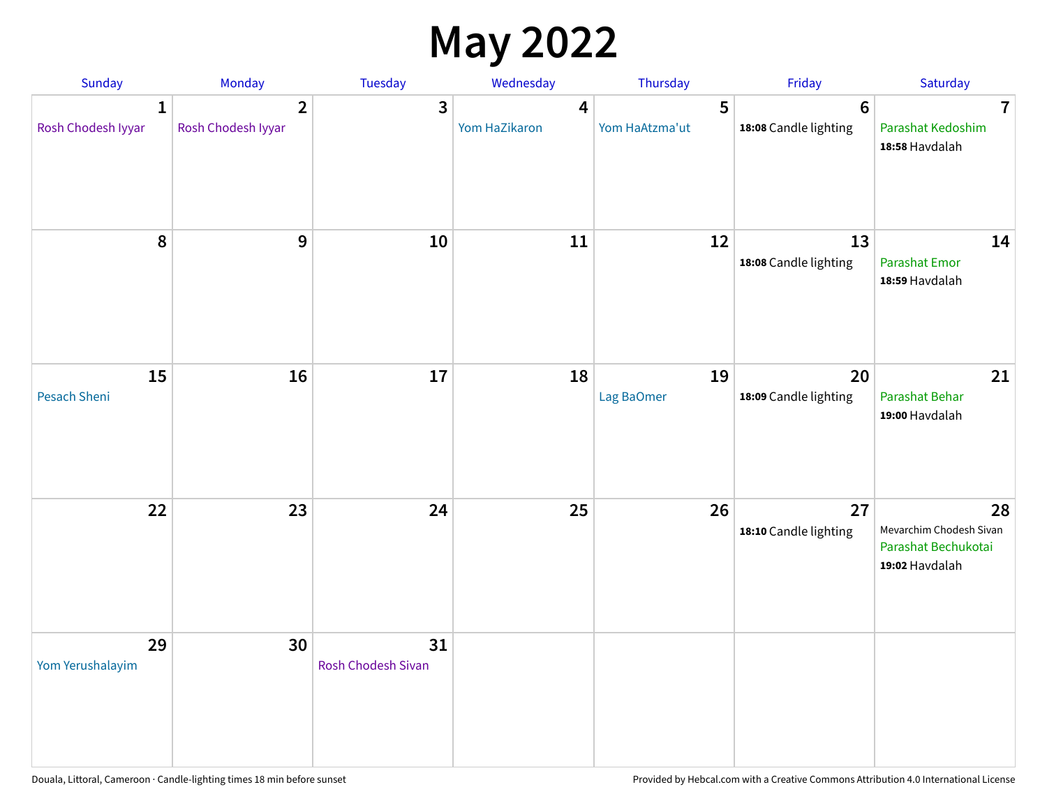# May 2022

| Sunday | Monday | Tuesday | Wednesday | Thursday | Friday | Saturday |
|---|---|---|---|---|---|---|
| **1** Rosh Chodesh Iyyar | **2** Rosh Chodesh Iyyar | **3** | **4** Yom HaZikaron | **5** Yom HaAtzma'ut | **6** **18:08** Candle lighting | **7** Parashat Kedoshim **18:58** Havdalah |
| **8** | **9** | **10** | **11** | **12** | **13** **18:08** Candle lighting | **14** Parashat Emor **18:59** Havdalah |
| **15** Pesach Sheni | **16** | **17** | **18** | **19** Lag BaOmer | **20** **18:09** Candle lighting | **21** Parashat Behar **19:00** Havdalah |
| **22** | **23** | **24** | **25** | **26** | **27** **18:10** Candle lighting | **28** Mevarchim Chodesh Sivan Parashat Bechukotai **19:02** Havdalah |
| **29** Yom Yerushalayim | **30** | **31** Rosh Chodesh Sivan | | | | |

Douala, Littoral, Cameroon · Candle-lighting times 18 min before sunset

Provided by Hebcal.com with a Creative Commons Attribution 4.0 International License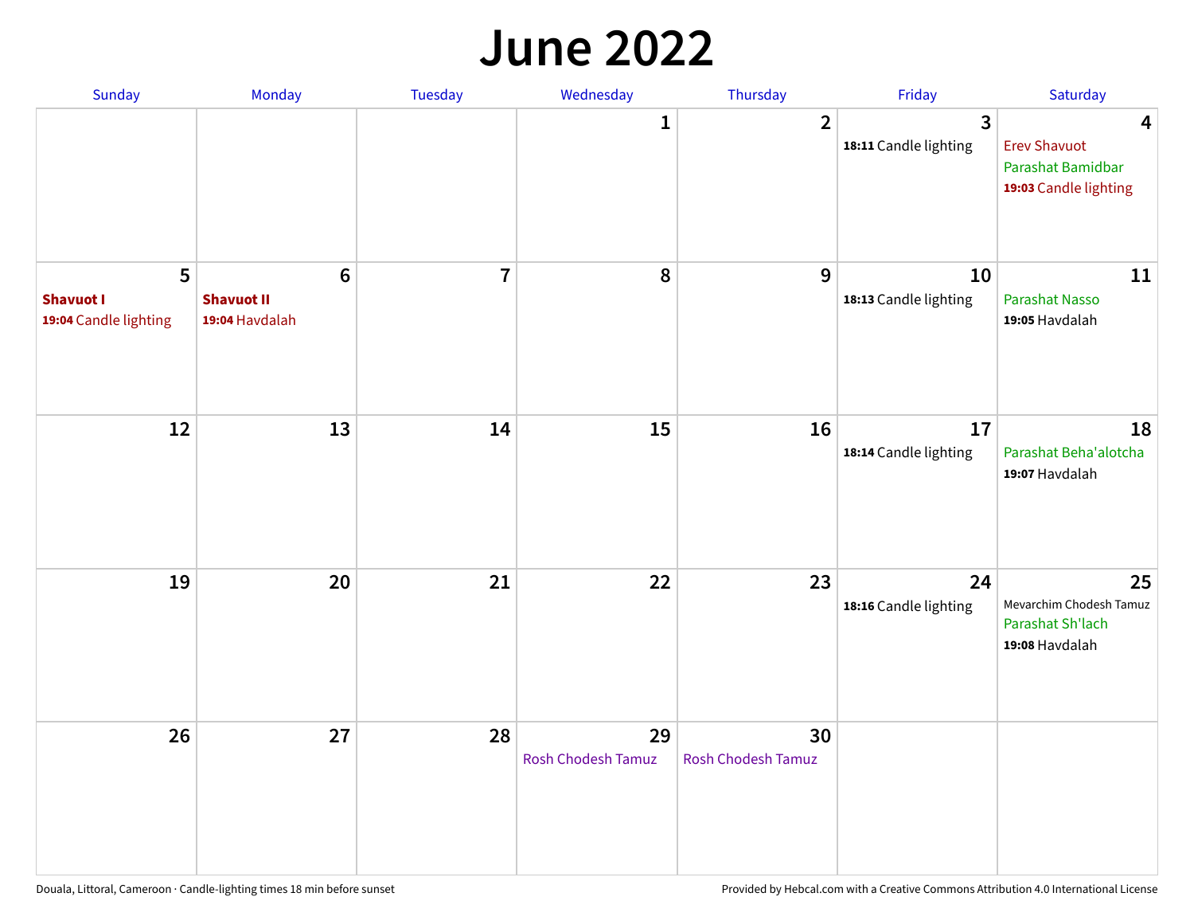# June 2022

| Sunday | Monday | Tuesday | Wednesday | Thursday | Friday | Saturday |
|---|---|---|---|---|---|---|
| | | | 1 | 2 | 3<br>**18:11** Candle lighting | 4<br>Erev Shavuot<br>Parashat Bamidbar<br>**19:03** Candle lighting |
| 5<br>**Shavuot I**<br>**19:04** Candle lighting | 6<br>**Shavuot II**<br>**19:04** Havdalah | 7 | 8 | 9 | 10<br>**18:13** Candle lighting | 11<br>Parashat Nasso<br>**19:05** Havdalah |
| 12 | 13 | 14 | 15 | 16 | 17<br>**18:14** Candle lighting | 18<br>Parashat Beha'alotcha<br>**19:07** Havdalah |
| 19 | 20 | 21 | 22 | 23 | 24<br>**18:16** Candle lighting | 25<br>Mevarchim Chodesh Tamuz<br>Parashat Sh'lach<br>**19:08** Havdalah |
| 26 | 27 | 28 | 29<br>Rosh Chodesh Tamuz | 30<br>Rosh Chodesh Tamuz | | |

Douala, Littoral, Cameroon · Candle-lighting times 18 min before sunset

Provided by Hebcal.com with a Creative Commons Attribution 4.0 International License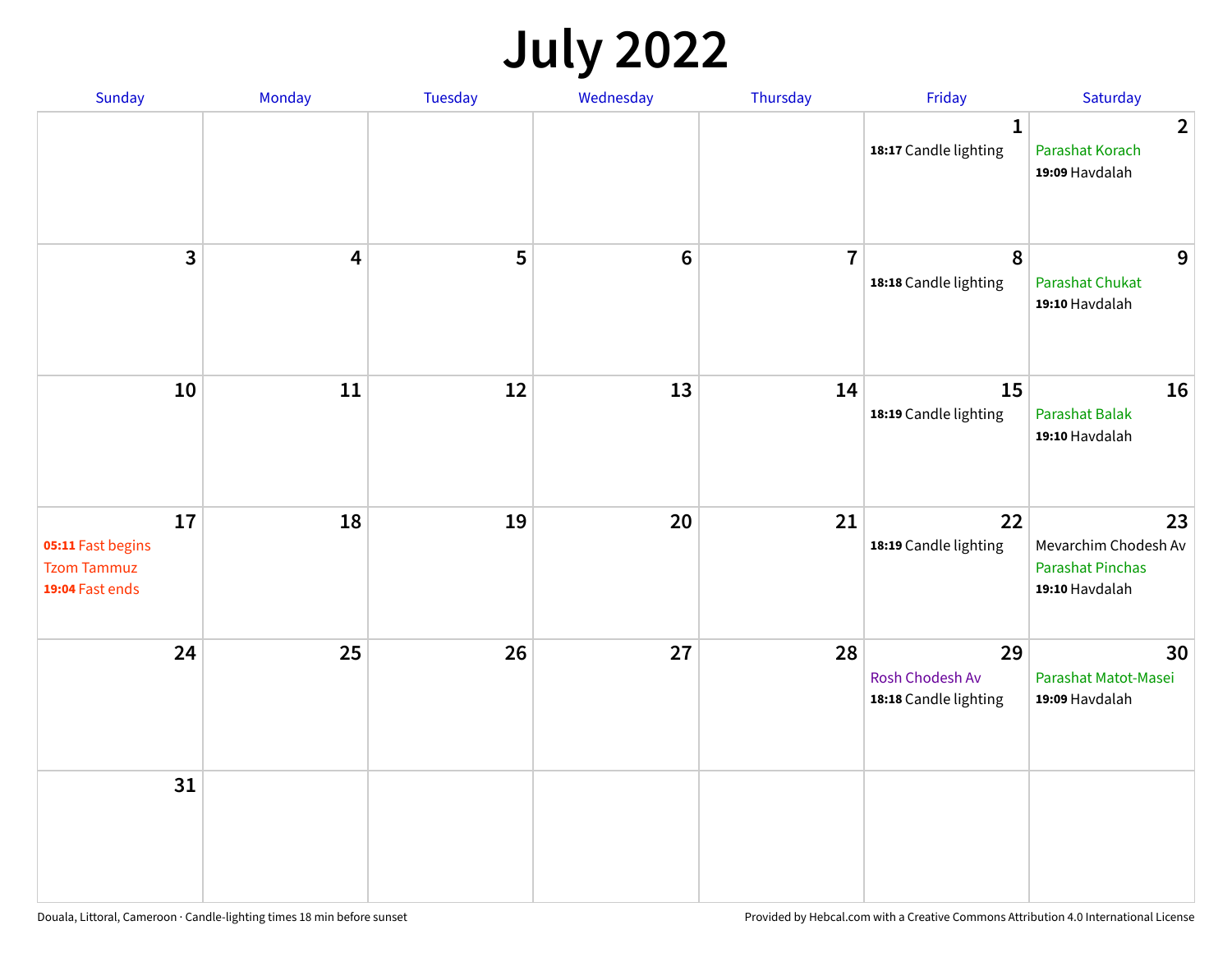# July 2022

| Sunday | Monday | Tuesday | Wednesday | Thursday | Friday | Saturday |
|---|---|---|---|---|---|---|
| | | | | | 1<br>**18:17** Candle lighting | 2<br>Parashat Korach<br>**19:09** Havdalah |
| 3 | 4 | 5 | 6 | 7 | 8<br>**18:18** Candle lighting | 9<br>Parashat Chukat<br>**19:10** Havdalah |
| 10 | 11 | 12 | 13 | 14 | 15<br>**18:19** Candle lighting | 16<br>Parashat Balak<br>**19:10** Havdalah |
| 17<br>**05:11** Fast begins<br>Tzom Tammuz<br>**19:04** Fast ends | 18 | 19 | 20 | 21 | 22<br>**18:19** Candle lighting | 23<br>Mevarchim Chodesh Av<br>Parashat Pinchas<br>**19:10** Havdalah |
| 24 | 25 | 26 | 27 | 28 | 29<br>Rosh Chodesh Av<br>**18:18** Candle lighting | 30<br>Parashat Matot-Masei<br>**19:09** Havdalah |
| 31 | | | | | | |

Douala, Littoral, Cameroon · Candle-lighting times 18 min before sunset

Provided by Hebcal.com with a Creative Commons Attribution 4.0 International License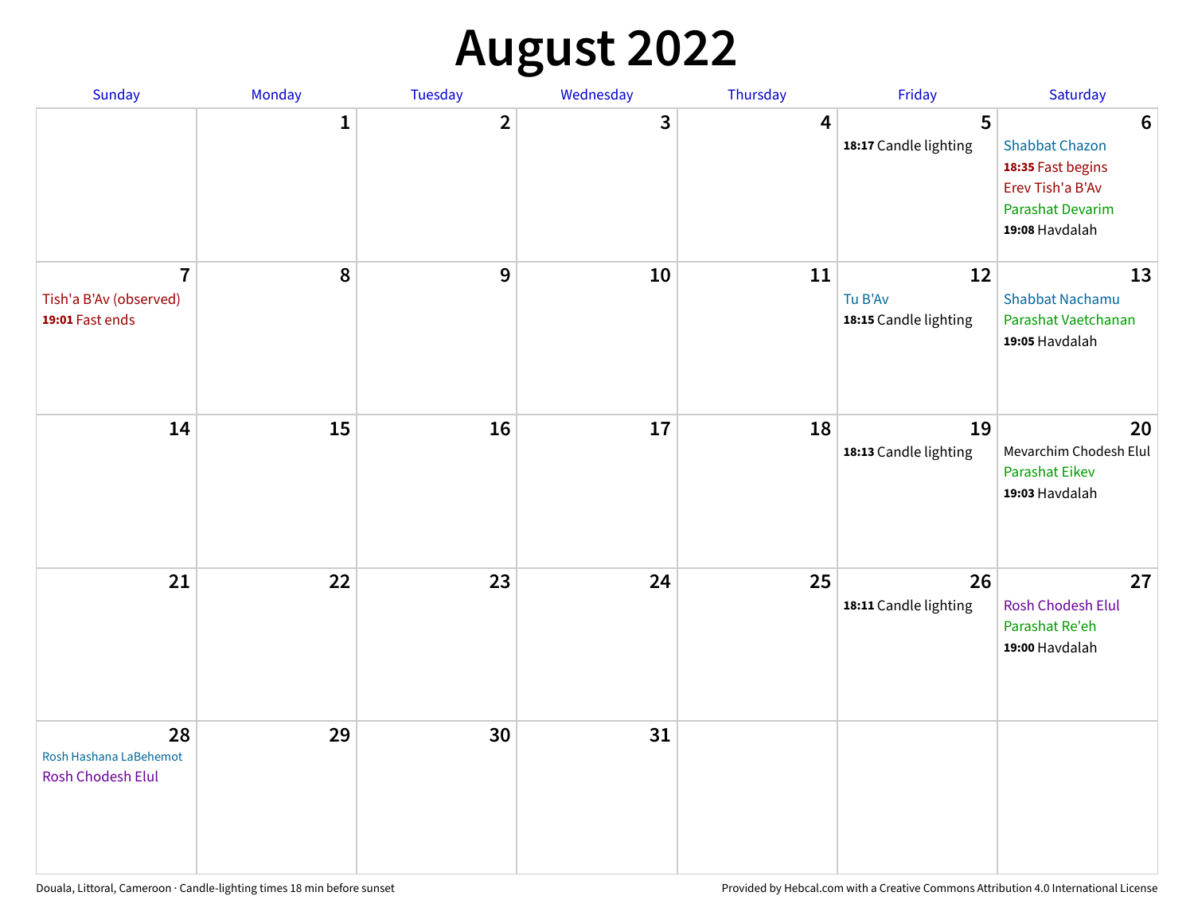# August 2022

| Sunday | Monday | Tuesday | Wednesday | Thursday | Friday | Saturday |
| --- | --- | --- | --- | --- | --- | --- |
| | 1 | 2 | 3 | 4 | 5<br>**18:17** Candle lighting | 6<br>Shabbat Chazon<br>**18:35** Fast begins<br>Erev Tish'a B'Av<br>Parashat Devarim<br>**19:08** Havdalah |
| 7<br>Tish'a B'Av (observed)<br>**19:01** Fast ends | 8 | 9 | 10 | 11 | 12<br>Tu B'Av<br>**18:15** Candle lighting | 13<br>Shabbat Nachamu<br>Parashat Vaetchanan<br>**19:05** Havdalah |
| 14 | 15 | 16 | 17 | 18 | 19<br>**18:13** Candle lighting | 20<br>Mevarchim Chodesh Elul<br>Parashat Eikev<br>**19:03** Havdalah |
| 21 | 22 | 23 | 24 | 25 | 26<br>**18:11** Candle lighting | 27<br>Rosh Chodesh Elul<br>Parashat Re'eh<br>**19:00** Havdalah |
| 28<br>Rosh Hashana LaBehemot<br>Rosh Chodesh Elul | 29 | 30 | 31 | | | |

Douala, Littoral, Cameroon · Candle-lighting times 18 min before sunset

Provided by Hebcal.com with a Creative Commons Attribution 4.0 International License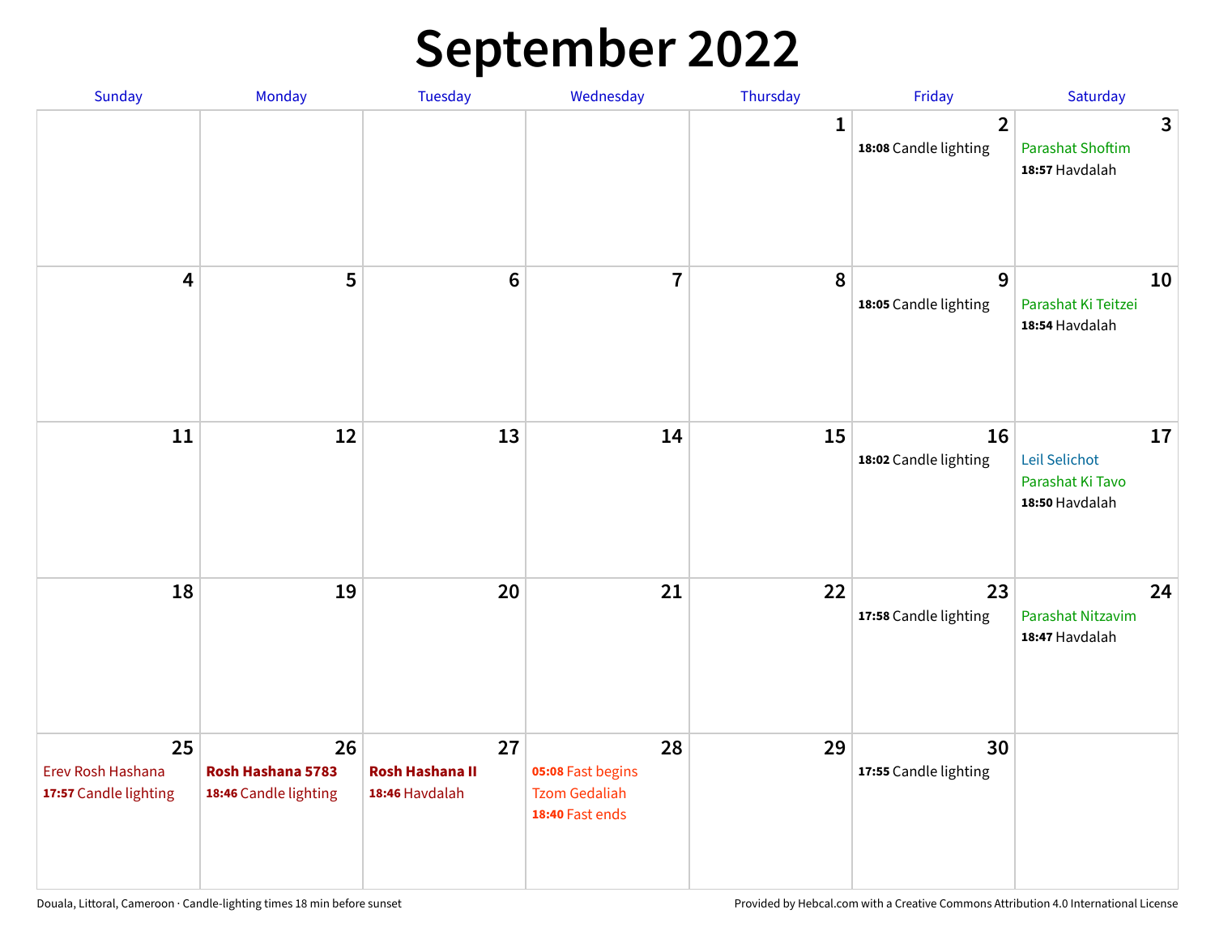# September 2022

| Sunday | Monday | Tuesday | Wednesday | Thursday | Friday | Saturday |
|---|---|---|---|---|---|---|
| | | | | 1 | 2<br>**18:08** Candle lighting | 3<br>Parashat Shoftim<br>**18:57** Havdalah |
| 4 | 5 | 6 | 7 | 8 | 9<br>**18:05** Candle lighting | 10<br>Parashat Ki Teitzei<br>**18:54** Havdalah |
| 11 | 12 | 13 | 14 | 15 | 16<br>**18:02** Candle lighting | 17<br>Leil Selichot<br>Parashat Ki Tavo<br>**18:50** Havdalah |
| 18 | 19 | 20 | 21 | 22 | 23<br>**17:58** Candle lighting | 24<br>Parashat Nitzavim<br>**18:47** Havdalah |
| 25<br>Erev Rosh Hashana<br>**17:57** Candle lighting | 26<br>**Rosh Hashana 5783**<br>**18:46** Candle lighting | 27<br>**Rosh Hashana II**<br>**18:46** Havdalah | 28<br>**05:08** Fast begins<br>Tzom Gedaliah<br>**18:40** Fast ends | 29 | 30<br>**17:55** Candle lighting | |

Douala, Littoral, Cameroon · Candle-lighting times 18 min before sunset

Provided by Hebcal.com with a Creative Commons Attribution 4.0 International License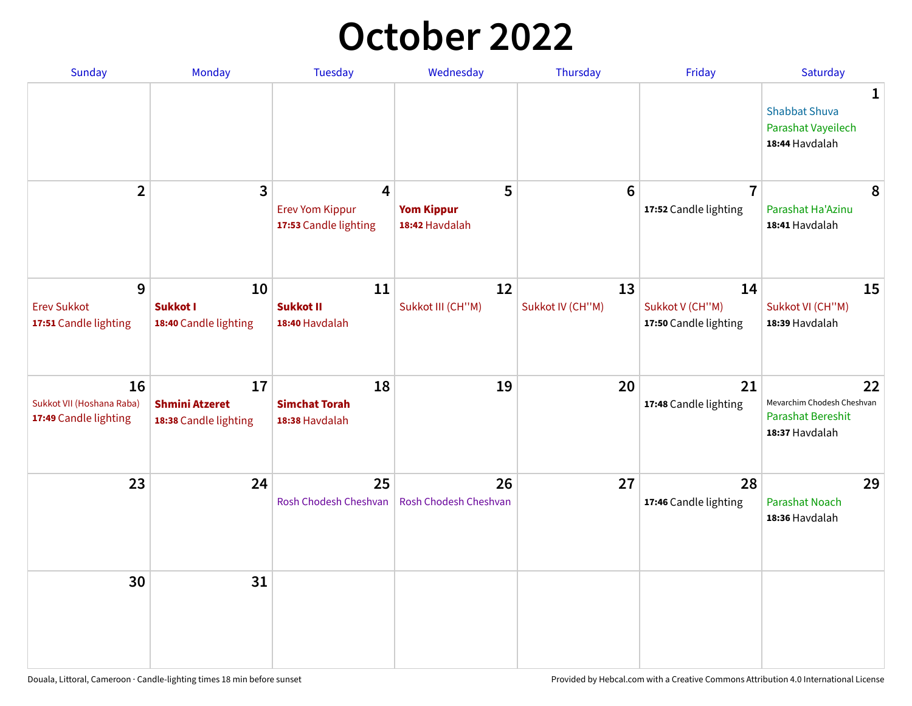# October 2022

| Sunday | Monday | Tuesday | Wednesday | Thursday | Friday | Saturday |
|---|---|---|---|---|---|---|
| | | | | | | **1**<br>Shabbat Shuva<br>Parashat Vayeilech<br>**18:44** Havdalah |
| **2** | **3** | **4**<br>Erev Yom Kippur<br>**17:53** Candle lighting | **5**<br>**Yom Kippur**<br>**18:42** Havdalah | **6** | **7**<br>**17:52** Candle lighting | **8**<br>Parashat Ha'Azinu<br>**18:41** Havdalah |
| **9**<br>Erev Sukkot<br>**17:51** Candle lighting | **10**<br>**Sukkot I**<br>**18:40** Candle lighting | **11**<br>**Sukkot II**<br>**18:40** Havdalah | **12**<br>Sukkot III (CH''M) | **13**<br>Sukkot IV (CH''M) | **14**<br>Sukkot V (CH''M)<br>**17:50** Candle lighting | **15**<br>Sukkot VI (CH''M)<br>**18:39** Havdalah |
| **16**<br>Sukkot VII (Hoshana Raba)<br>**17:49** Candle lighting | **17**<br>**Shmini Atzeret**<br>**18:38** Candle lighting | **18**<br>**Simchat Torah**<br>**18:38** Havdalah | **19** | **20** | **21**<br>**17:48** Candle lighting | **22**<br>Mevarchim Chodesh Cheshvan<br>Parashat Bereshit<br>**18:37** Havdalah |
| **23** | **24** | **25**<br>Rosh Chodesh Cheshvan | **26**<br>Rosh Chodesh Cheshvan | **27** | **28**<br>**17:46** Candle lighting | **29**<br>Parashat Noach<br>**18:36** Havdalah |
| **30** | **31** | | | | | |

Douala, Littoral, Cameroon · Candle-lighting times 18 min before sunset

Provided by Hebcal.com with a Creative Commons Attribution 4.0 International License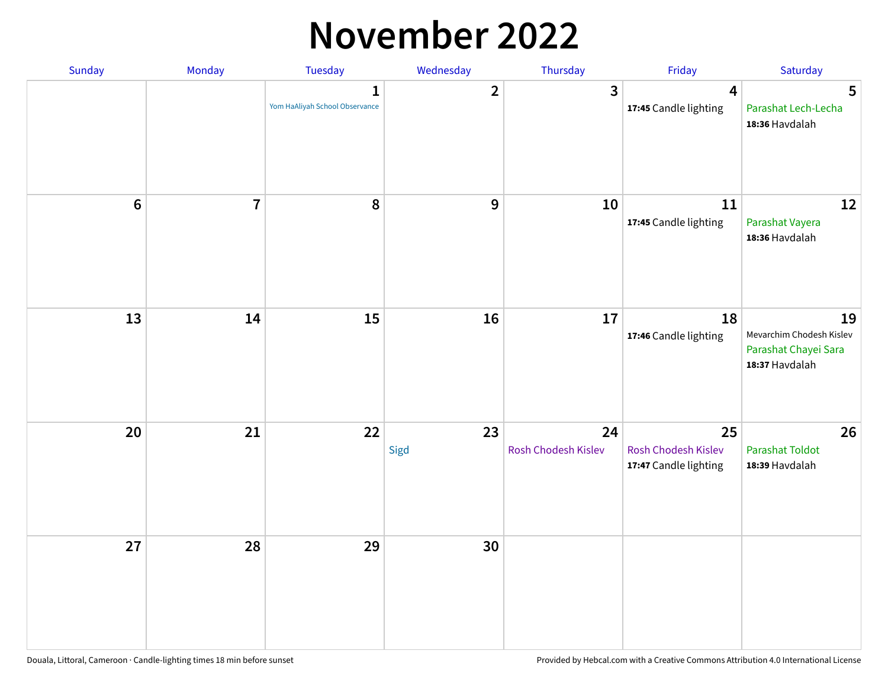# November 2022

| Sunday | Monday | Tuesday | Wednesday | Thursday | Friday | Saturday |
|---|---|---|---|---|---|---|
| | | 1<br>Yom HaAliyah School Observance | 2 | 3 | 4<br>**17:45** Candle lighting | 5<br>Parashat Lech-Lecha<br>**18:36** Havdalah |
| 6 | 7 | 8 | 9 | 10 | 11<br>**17:45** Candle lighting | 12<br>Parashat Vayera<br>**18:36** Havdalah |
| 13 | 14 | 15 | 16 | 17 | 18<br>**17:46** Candle lighting | 19<br>Mevarchim Chodesh Kislev<br>Parashat Chayei Sara<br>**18:37** Havdalah |
| 20 | 21 | 22 | 23<br>Sigd | 24<br>Rosh Chodesh Kislev | 25<br>Rosh Chodesh Kislev<br>**17:47** Candle lighting | 26<br>Parashat Toldot<br>**18:39** Havdalah |
| 27 | 28 | 29 | 30 | | | |

Douala, Littoral, Cameroon · Candle-lighting times 18 min before sunset

Provided by Hebcal.com with a Creative Commons Attribution 4.0 International License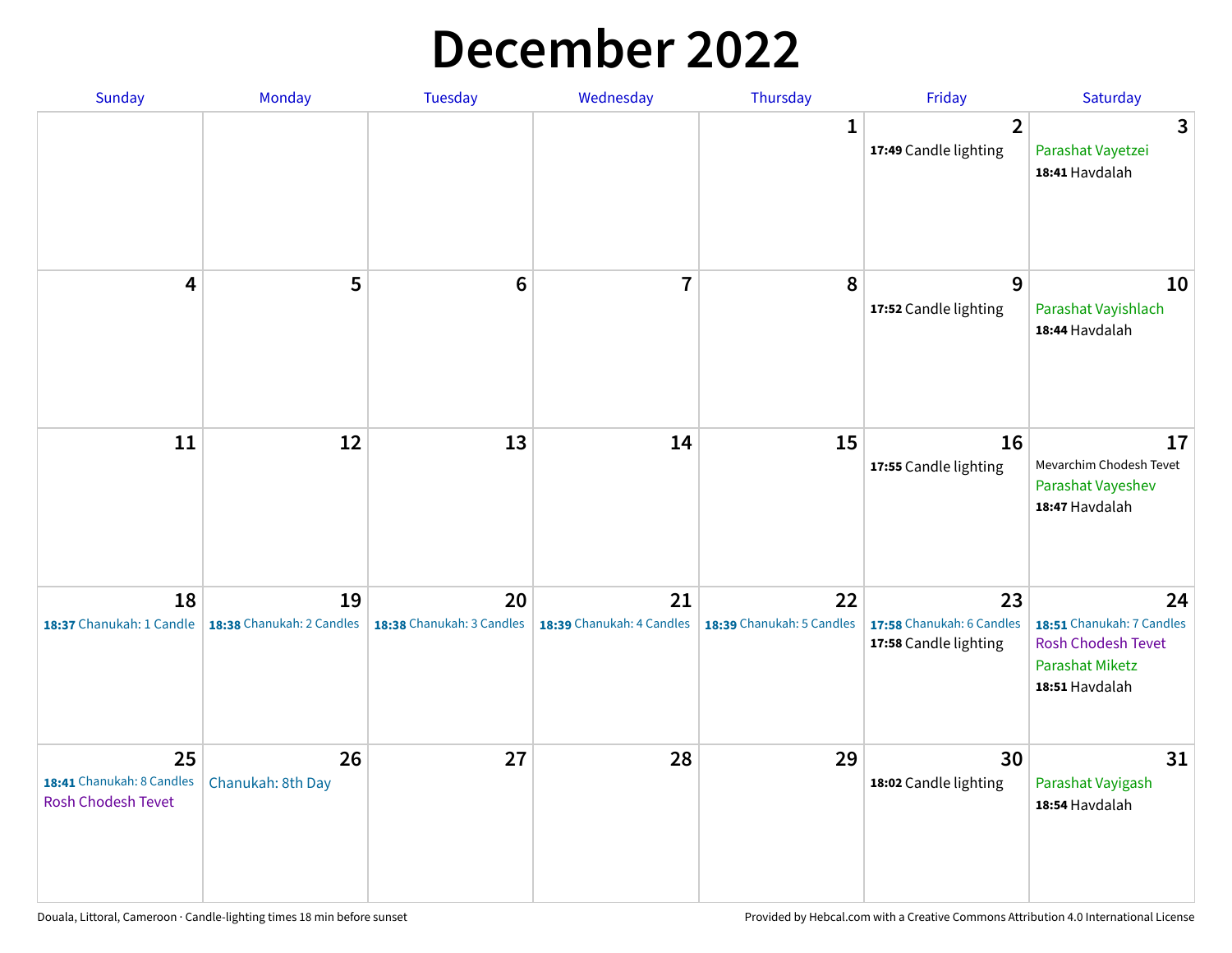# December 2022

| Sunday | Monday | Tuesday | Wednesday | Thursday | Friday | Saturday |
|---|---|---|---|---|---|---|
| | | | | 1 | 2<br>**17:49** Candle lighting | 3<br>Parashat Vayetzei<br>**18:41** Havdalah |
| 4 | 5 | 6 | 7 | 8 | 9<br>**17:52** Candle lighting | 10<br>Parashat Vayishlach<br>**18:44** Havdalah |
| 11 | 12 | 13 | 14 | 15 | 16<br>**17:55** Candle lighting | 17<br>Mevarchim Chodesh Tevet<br>Parashat Vayeshev<br>**18:47** Havdalah |
| 18<br>**18:37** Chanukah: 1 Candle | 19<br>**18:38** Chanukah: 2 Candles | 20<br>**18:38** Chanukah: 3 Candles | 21<br>**18:39** Chanukah: 4 Candles | 22<br>**18:39** Chanukah: 5 Candles | 23<br>**17:58** Chanukah: 6 Candles<br>**17:58** Candle lighting | 24<br>**18:51** Chanukah: 7 Candles<br>Rosh Chodesh Tevet<br>Parashat Miketz<br>**18:51** Havdalah |
| 25<br>**18:41** Chanukah: 8 Candles<br>Rosh Chodesh Tevet | 26<br>Chanukah: 8th Day | 27 | 28 | 29 | 30<br>**18:02** Candle lighting | 31<br>Parashat Vayigash<br>**18:54** Havdalah |

Douala, Littoral, Cameroon · Candle-lighting times 18 min before sunset

Provided by Hebcal.com with a Creative Commons Attribution 4.0 International License